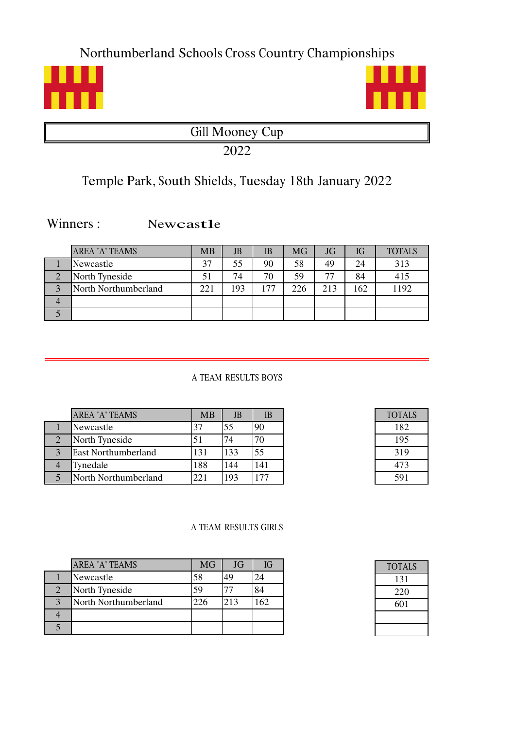# Northumberland Schools Cross Country Championships

## Gill Mooney Cup

2022

Temple Park, South Shields, Tuesday 18th January 2022

Winners : **Newcastle**

| | AREA 'A' TEAMS | MB | JB | IB | MG | JG | IG | TOTALS |
|---|---|---|---|---|---|---|---|---|
| 1 | Newcastle | 37 | 55 | 90 | 58 | 49 | 24 | 313 |
| 2 | North Tyneside | 51 | 74 | 70 | 59 | 77 | 84 | 415 |
| 3 | North Northumberland | 221 | 193 | 177 | 226 | 213 | 162 | 1192 |
| 4 | | | | | | | | |
| 5 | | | | | | | | |

A TEAM RESULTS BOYS

| | AREA 'A' TEAMS | MB | JB | IB | TOTALS |
|---|---|---|---|---|---|
| 1 | Newcastle | 37 | 55 | 90 | 182 |
| 2 | North Tyneside | 51 | 74 | 70 | 195 |
| 3 | East Northumberland | 131 | 133 | 55 | 319 |
| 4 | Tynedale | 188 | 144 | 141 | 473 |
| 5 | North Northumberland | 221 | 193 | 177 | 591 |

A TEAM RESULTS GIRLS

| | AREA 'A' TEAMS | MG | JG | IG | TOTALS |
|---|---|---|---|---|---|
| 1 | Newcastle | 58 | 49 | 24 | 131 |
| 2 | North Tyneside | 59 | 77 | 84 | 220 |
| 3 | North Northumberland | 226 | 213 | 162 | 601 |
| 4 | | | | | |
| 5 | | | | | |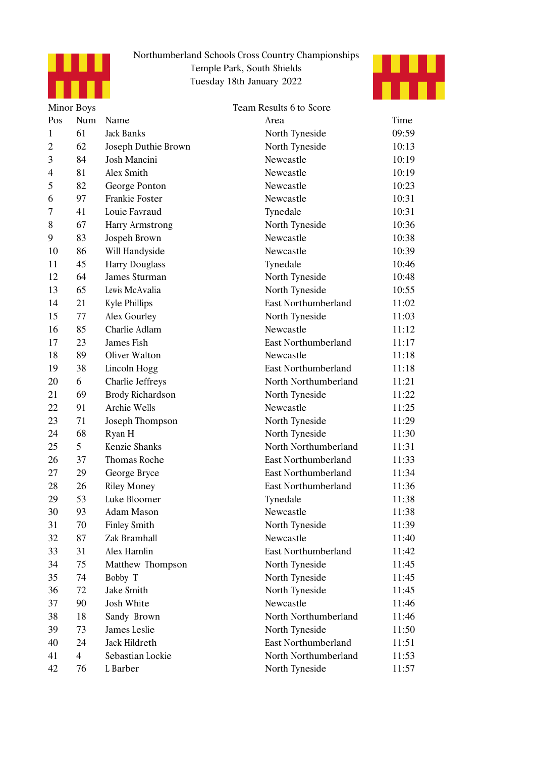Northumberland Schools Cross Country Championships
Temple Park, South Shields
Tuesday 18th January 2022

Minor Boys

Team Results 6 to Score

| Pos | Num | Name | Area | Time |
|---|---|---|---|---|
| 1 | 61 | Jack Banks | North Tyneside | 09:59 |
| 2 | 62 | Joseph Duthie Brown | North Tyneside | 10:13 |
| 3 | 84 | Josh Mancini | Newcastle | 10:19 |
| 4 | 81 | Alex Smith | Newcastle | 10:19 |
| 5 | 82 | George Ponton | Newcastle | 10:23 |
| 6 | 97 | Frankie Foster | Newcastle | 10:31 |
| 7 | 41 | Louie Favraud | Tynedale | 10:31 |
| 8 | 67 | Harry Armstrong | North Tyneside | 10:36 |
| 9 | 83 | Jospeh Brown | Newcastle | 10:38 |
| 10 | 86 | Will Handyside | Newcastle | 10:39 |
| 11 | 45 | Harry Douglass | Tynedale | 10:46 |
| 12 | 64 | James Sturman | North Tyneside | 10:48 |
| 13 | 65 | Lewis McAvalia | North Tyneside | 10:55 |
| 14 | 21 | Kyle Phillips | East Northumberland | 11:02 |
| 15 | 77 | Alex Gourley | North Tyneside | 11:03 |
| 16 | 85 | Charlie Adlam | Newcastle | 11:12 |
| 17 | 23 | James Fish | East Northumberland | 11:17 |
| 18 | 89 | Oliver Walton | Newcastle | 11:18 |
| 19 | 38 | Lincoln Hogg | East Northumberland | 11:18 |
| 20 | 6 | Charlie Jeffreys | North Northumberland | 11:21 |
| 21 | 69 | Brody Richardson | North Tyneside | 11:22 |
| 22 | 91 | Archie Wells | Newcastle | 11:25 |
| 23 | 71 | Joseph Thompson | North Tyneside | 11:29 |
| 24 | 68 | Ryan H | North Tyneside | 11:30 |
| 25 | 5 | Kenzie Shanks | North Northumberland | 11:31 |
| 26 | 37 | Thomas Roche | East Northumberland | 11:33 |
| 27 | 29 | George Bryce | East Northumberland | 11:34 |
| 28 | 26 | Riley Money | East Northumberland | 11:36 |
| 29 | 53 | Luke Bloomer | Tynedale | 11:38 |
| 30 | 93 | Adam Mason | Newcastle | 11:38 |
| 31 | 70 | Finley Smith | North Tyneside | 11:39 |
| 32 | 87 | Zak Bramhall | Newcastle | 11:40 |
| 33 | 31 | Alex Hamlin | East Northumberland | 11:42 |
| 34 | 75 | Matthew Thompson | North Tyneside | 11:45 |
| 35 | 74 | Bobby T | North Tyneside | 11:45 |
| 36 | 72 | Jake Smith | North Tyneside | 11:45 |
| 37 | 90 | Josh White | Newcastle | 11:46 |
| 38 | 18 | Sandy Brown | North Northumberland | 11:46 |
| 39 | 73 | James Leslie | North Tyneside | 11:50 |
| 40 | 24 | Jack Hildreth | East Northumberland | 11:51 |
| 41 | 4 | Sebastian Lockie | North Northumberland | 11:53 |
| 42 | 76 | L Barber | North Tyneside | 11:57 |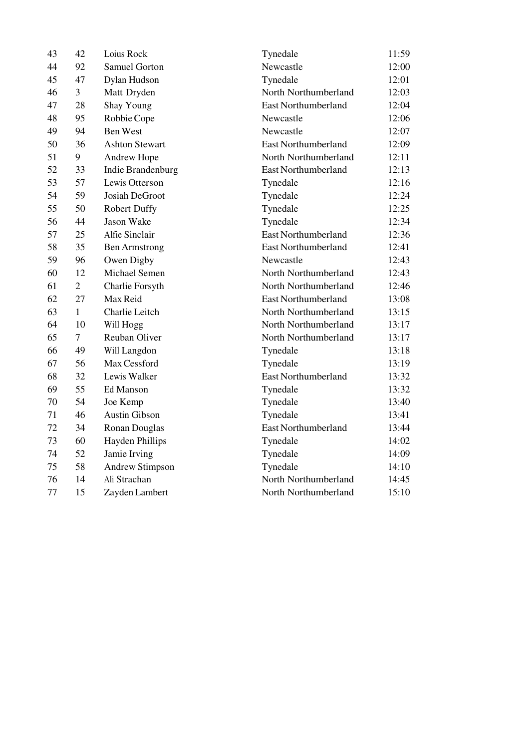| | | | | |
|---|---|---|---|---|
| 43 | 42 | Loius Rock | Tynedale | 11:59 |
| 44 | 92 | Samuel Gorton | Newcastle | 12:00 |
| 45 | 47 | Dylan Hudson | Tynedale | 12:01 |
| 46 | 3 | Matt Dryden | North Northumberland | 12:03 |
| 47 | 28 | Shay Young | East Northumberland | 12:04 |
| 48 | 95 | Robbie Cope | Newcastle | 12:06 |
| 49 | 94 | Ben West | Newcastle | 12:07 |
| 50 | 36 | Ashton Stewart | East Northumberland | 12:09 |
| 51 | 9 | Andrew Hope | North Northumberland | 12:11 |
| 52 | 33 | Indie Brandenburg | East Northumberland | 12:13 |
| 53 | 57 | Lewis Otterson | Tynedale | 12:16 |
| 54 | 59 | Josiah DeGroot | Tynedale | 12:24 |
| 55 | 50 | Robert Duffy | Tynedale | 12:25 |
| 56 | 44 | Jason Wake | Tynedale | 12:34 |
| 57 | 25 | Alfie Sinclair | East Northumberland | 12:36 |
| 58 | 35 | Ben Armstrong | East Northumberland | 12:41 |
| 59 | 96 | Owen Digby | Newcastle | 12:43 |
| 60 | 12 | Michael Semen | North Northumberland | 12:43 |
| 61 | 2 | Charlie Forsyth | North Northumberland | 12:46 |
| 62 | 27 | Max Reid | East Northumberland | 13:08 |
| 63 | 1 | Charlie Leitch | North Northumberland | 13:15 |
| 64 | 10 | Will Hogg | North Northumberland | 13:17 |
| 65 | 7 | Reuban Oliver | North Northumberland | 13:17 |
| 66 | 49 | Will Langdon | Tynedale | 13:18 |
| 67 | 56 | Max Cessford | Tynedale | 13:19 |
| 68 | 32 | Lewis Walker | East Northumberland | 13:32 |
| 69 | 55 | Ed Manson | Tynedale | 13:32 |
| 70 | 54 | Joe Kemp | Tynedale | 13:40 |
| 71 | 46 | Austin Gibson | Tynedale | 13:41 |
| 72 | 34 | Ronan Douglas | East Northumberland | 13:44 |
| 73 | 60 | Hayden Phillips | Tynedale | 14:02 |
| 74 | 52 | Jamie Irving | Tynedale | 14:09 |
| 75 | 58 | Andrew Stimpson | Tynedale | 14:10 |
| 76 | 14 | Ali Strachan | North Northumberland | 14:45 |
| 77 | 15 | Zayden Lambert | North Northumberland | 15:10 |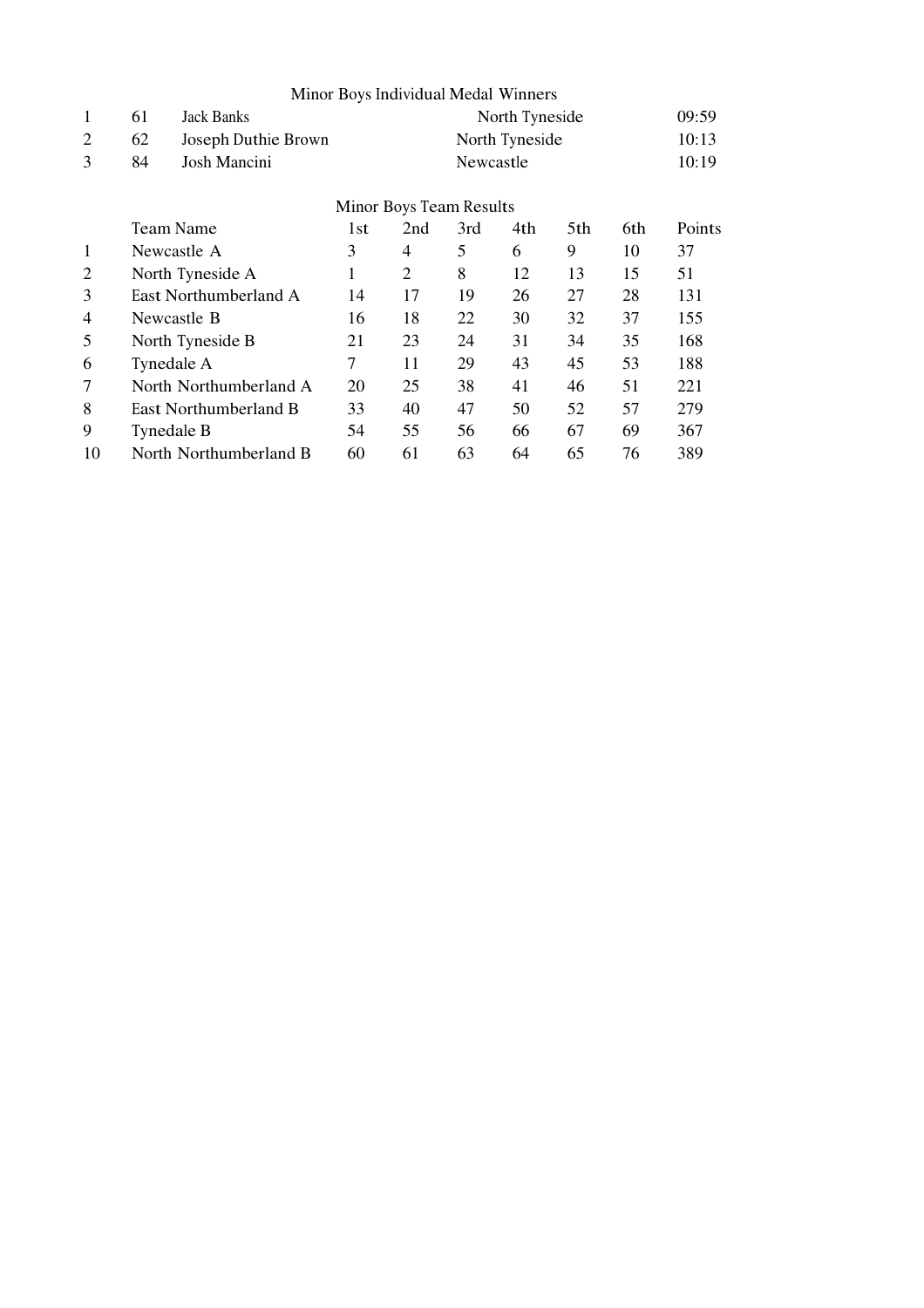## Minor Boys Individual Medal Winners

| | | | | |
|---|---|---|---|---|
| 1 | 61 | Jack Banks | North Tyneside | 09:59 |
| 2 | 62 | Joseph Duthie Brown | North Tyneside | 10:13 |
| 3 | 84 | Josh Mancini | Newcastle | 10:19 |

## Minor Boys Team Results

| | Team Name | 1st | 2nd | 3rd | 4th | 5th | 6th | Points |
|---|---|---|---|---|---|---|---|---|
| 1 | Newcastle A | 3 | 4 | 5 | 6 | 9 | 10 | 37 |
| 2 | North Tyneside A | 1 | 2 | 8 | 12 | 13 | 15 | 51 |
| 3 | East Northumberland A | 14 | 17 | 19 | 26 | 27 | 28 | 131 |
| 4 | Newcastle B | 16 | 18 | 22 | 30 | 32 | 37 | 155 |
| 5 | North Tyneside B | 21 | 23 | 24 | 31 | 34 | 35 | 168 |
| 6 | Tynedale A | 7 | 11 | 29 | 43 | 45 | 53 | 188 |
| 7 | North Northumberland A | 20 | 25 | 38 | 41 | 46 | 51 | 221 |
| 8 | East Northumberland B | 33 | 40 | 47 | 50 | 52 | 57 | 279 |
| 9 | Tynedale B | 54 | 55 | 56 | 66 | 67 | 69 | 367 |
| 10 | North Northumberland B | 60 | 61 | 63 | 64 | 65 | 76 | 389 |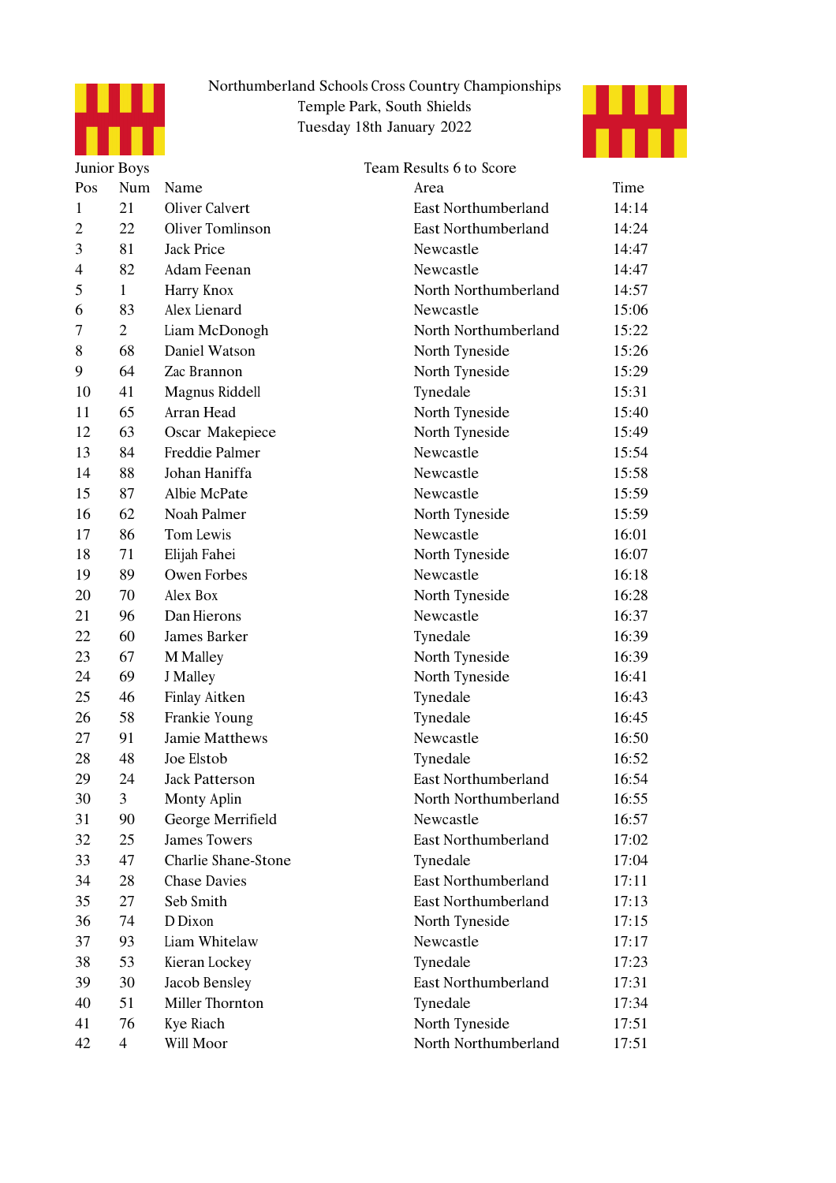Northumberland Schools Cross Country Championships
Temple Park, South Shields
Tuesday 18th January 2022

Junior Boys — Team Results 6 to Score

| Pos | Num | Name | Area | Time |
|---|---|---|---|---|
| 1 | 21 | Oliver Calvert | East Northumberland | 14:14 |
| 2 | 22 | Oliver Tomlinson | East Northumberland | 14:24 |
| 3 | 81 | Jack Price | Newcastle | 14:47 |
| 4 | 82 | Adam Feenan | Newcastle | 14:47 |
| 5 | 1 | Harry Knox | North Northumberland | 14:57 |
| 6 | 83 | Alex Lienard | Newcastle | 15:06 |
| 7 | 2 | Liam McDonogh | North Northumberland | 15:22 |
| 8 | 68 | Daniel Watson | North Tyneside | 15:26 |
| 9 | 64 | Zac Brannon | North Tyneside | 15:29 |
| 10 | 41 | Magnus Riddell | Tynedale | 15:31 |
| 11 | 65 | Arran Head | North Tyneside | 15:40 |
| 12 | 63 | Oscar Makepiece | North Tyneside | 15:49 |
| 13 | 84 | Freddie Palmer | Newcastle | 15:54 |
| 14 | 88 | Johan Haniffa | Newcastle | 15:58 |
| 15 | 87 | Albie McPate | Newcastle | 15:59 |
| 16 | 62 | Noah Palmer | North Tyneside | 15:59 |
| 17 | 86 | Tom Lewis | Newcastle | 16:01 |
| 18 | 71 | Elijah Fahei | North Tyneside | 16:07 |
| 19 | 89 | Owen Forbes | Newcastle | 16:18 |
| 20 | 70 | Alex Box | North Tyneside | 16:28 |
| 21 | 96 | Dan Hierons | Newcastle | 16:37 |
| 22 | 60 | James Barker | Tynedale | 16:39 |
| 23 | 67 | M Malley | North Tyneside | 16:39 |
| 24 | 69 | J Malley | North Tyneside | 16:41 |
| 25 | 46 | Finlay Aitken | Tynedale | 16:43 |
| 26 | 58 | Frankie Young | Tynedale | 16:45 |
| 27 | 91 | Jamie Matthews | Newcastle | 16:50 |
| 28 | 48 | Joe Elstob | Tynedale | 16:52 |
| 29 | 24 | Jack Patterson | East Northumberland | 16:54 |
| 30 | 3 | Monty Aplin | North Northumberland | 16:55 |
| 31 | 90 | George Merrifield | Newcastle | 16:57 |
| 32 | 25 | James Towers | East Northumberland | 17:02 |
| 33 | 47 | Charlie Shane-Stone | Tynedale | 17:04 |
| 34 | 28 | Chase Davies | East Northumberland | 17:11 |
| 35 | 27 | Seb Smith | East Northumberland | 17:13 |
| 36 | 74 | D Dixon | North Tyneside | 17:15 |
| 37 | 93 | Liam Whitelaw | Newcastle | 17:17 |
| 38 | 53 | Kieran Lockey | Tynedale | 17:23 |
| 39 | 30 | Jacob Bensley | East Northumberland | 17:31 |
| 40 | 51 | Miller Thornton | Tynedale | 17:34 |
| 41 | 76 | Kye Riach | North Tyneside | 17:51 |
| 42 | 4 | Will Moor | North Northumberland | 17:51 |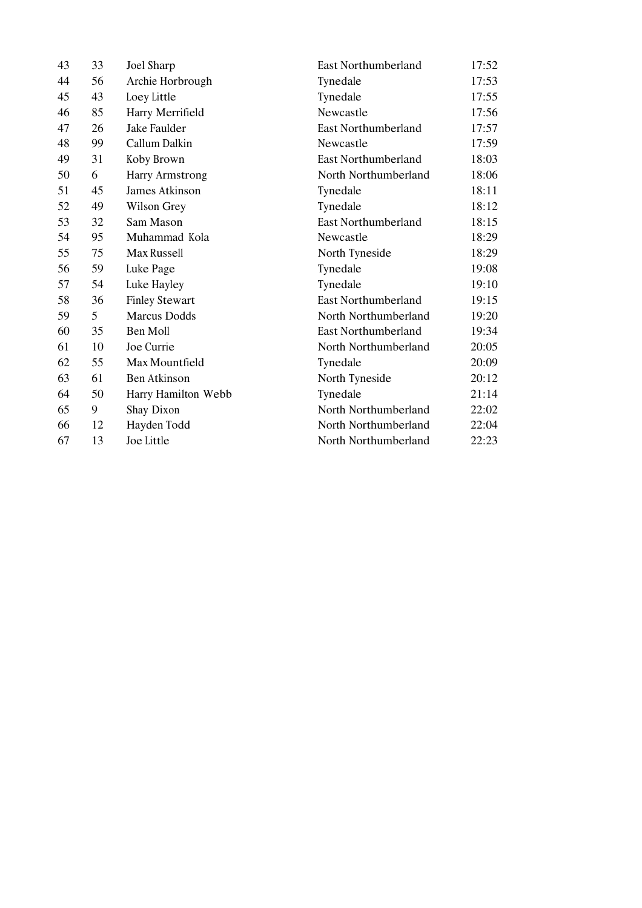| | | | | |
|---|---|---|---|---|
| 43 | 33 | Joel Sharp | East Northumberland | 17:52 |
| 44 | 56 | Archie Horbrough | Tynedale | 17:53 |
| 45 | 43 | Loey Little | Tynedale | 17:55 |
| 46 | 85 | Harry Merrifield | Newcastle | 17:56 |
| 47 | 26 | Jake Faulder | East Northumberland | 17:57 |
| 48 | 99 | Callum Dalkin | Newcastle | 17:59 |
| 49 | 31 | Koby Brown | East Northumberland | 18:03 |
| 50 | 6 | Harry Armstrong | North Northumberland | 18:06 |
| 51 | 45 | James Atkinson | Tynedale | 18:11 |
| 52 | 49 | Wilson Grey | Tynedale | 18:12 |
| 53 | 32 | Sam Mason | East Northumberland | 18:15 |
| 54 | 95 | Muhammad Kola | Newcastle | 18:29 |
| 55 | 75 | Max Russell | North Tyneside | 18:29 |
| 56 | 59 | Luke Page | Tynedale | 19:08 |
| 57 | 54 | Luke Hayley | Tynedale | 19:10 |
| 58 | 36 | Finley Stewart | East Northumberland | 19:15 |
| 59 | 5 | Marcus Dodds | North Northumberland | 19:20 |
| 60 | 35 | Ben Moll | East Northumberland | 19:34 |
| 61 | 10 | Joe Currie | North Northumberland | 20:05 |
| 62 | 55 | Max Mountfield | Tynedale | 20:09 |
| 63 | 61 | Ben Atkinson | North Tyneside | 20:12 |
| 64 | 50 | Harry Hamilton Webb | Tynedale | 21:14 |
| 65 | 9 | Shay Dixon | North Northumberland | 22:02 |
| 66 | 12 | Hayden Todd | North Northumberland | 22:04 |
| 67 | 13 | Joe Little | North Northumberland | 22:23 |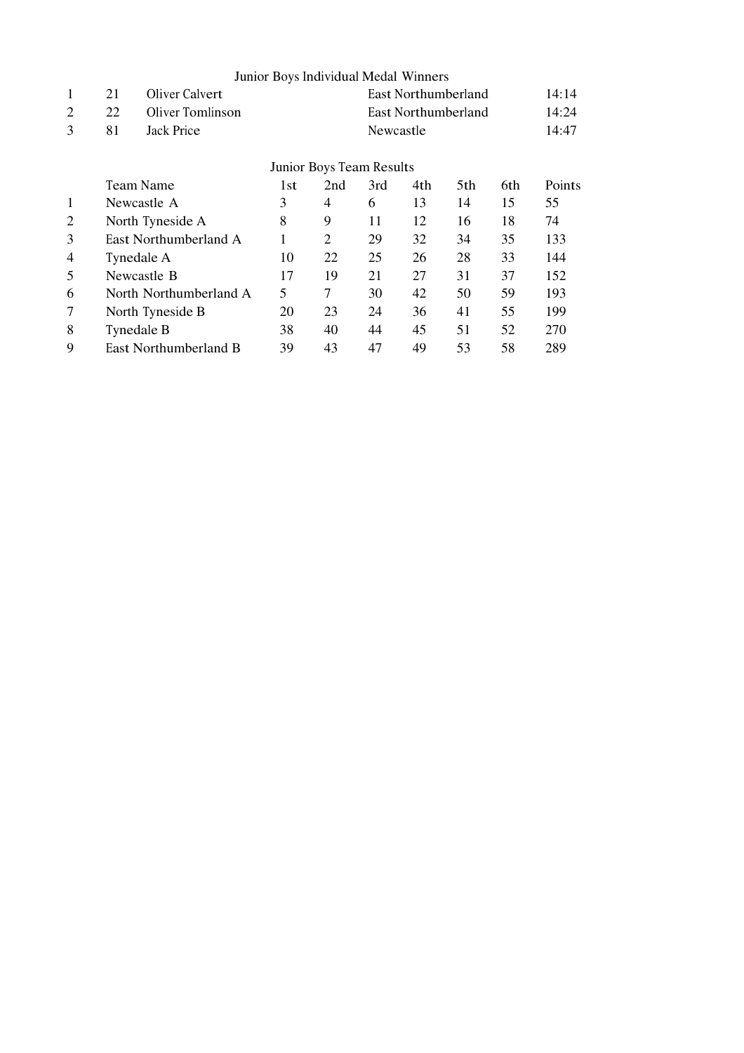## Junior Boys Individual Medal Winners

| | | | | |
|---|---|---|---|---|
| 1 | 21 | Oliver Calvert | East Northumberland | 14:14 |
| 2 | 22 | Oliver Tomlinson | East Northumberland | 14:24 |
| 3 | 81 | Jack Price | Newcastle | 14:47 |

## Junior Boys Team Results

| | Team Name | 1st | 2nd | 3rd | 4th | 5th | 6th | Points |
|---|---|---|---|---|---|---|---|---|
| 1 | Newcastle A | 3 | 4 | 6 | 13 | 14 | 15 | 55 |
| 2 | North Tyneside A | 8 | 9 | 11 | 12 | 16 | 18 | 74 |
| 3 | East Northumberland A | 1 | 2 | 29 | 32 | 34 | 35 | 133 |
| 4 | Tynedale A | 10 | 22 | 25 | 26 | 28 | 33 | 144 |
| 5 | Newcastle B | 17 | 19 | 21 | 27 | 31 | 37 | 152 |
| 6 | North Northumberland A | 5 | 7 | 30 | 42 | 50 | 59 | 193 |
| 7 | North Tyneside B | 20 | 23 | 24 | 36 | 41 | 55 | 199 |
| 8 | Tynedale B | 38 | 40 | 44 | 45 | 51 | 52 | 270 |
| 9 | East Northumberland B | 39 | 43 | 47 | 49 | 53 | 58 | 289 |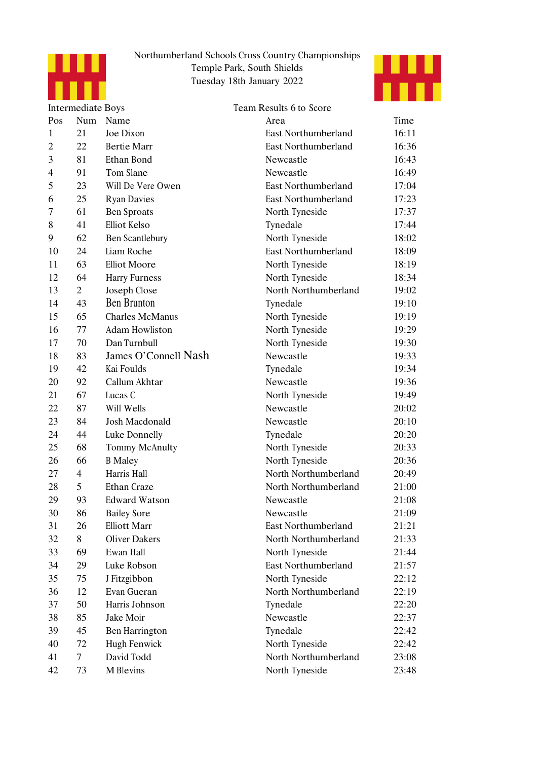Northumberland Schools Cross Country Championships
Temple Park, South Shields
Tuesday 18th January 2022

Intermediate Boys — Team Results 6 to Score

| Pos | Num | Name | Area | Time |
|---|---|---|---|---|
| 1 | 21 | Joe Dixon | East Northumberland | 16:11 |
| 2 | 22 | Bertie Marr | East Northumberland | 16:36 |
| 3 | 81 | Ethan Bond | Newcastle | 16:43 |
| 4 | 91 | Tom Slane | Newcastle | 16:49 |
| 5 | 23 | Will De Vere Owen | East Northumberland | 17:04 |
| 6 | 25 | Ryan Davies | East Northumberland | 17:23 |
| 7 | 61 | Ben Sproats | North Tyneside | 17:37 |
| 8 | 41 | Elliot Kelso | Tynedale | 17:44 |
| 9 | 62 | Ben Scantlebury | North Tyneside | 18:02 |
| 10 | 24 | Liam Roche | East Northumberland | 18:09 |
| 11 | 63 | Elliot Moore | North Tyneside | 18:19 |
| 12 | 64 | Harry Furness | North Tyneside | 18:34 |
| 13 | 2 | Joseph Close | North Northumberland | 19:02 |
| 14 | 43 | Ben Brunton | Tynedale | 19:10 |
| 15 | 65 | Charles McManus | North Tyneside | 19:19 |
| 16 | 77 | Adam Howliston | North Tyneside | 19:29 |
| 17 | 70 | Dan Turnbull | North Tyneside | 19:30 |
| 18 | 83 | James O'Connell Nash | Newcastle | 19:33 |
| 19 | 42 | Kai Foulds | Tynedale | 19:34 |
| 20 | 92 | Callum Akhtar | Newcastle | 19:36 |
| 21 | 67 | Lucas C | North Tyneside | 19:49 |
| 22 | 87 | Will Wells | Newcastle | 20:02 |
| 23 | 84 | Josh Macdonald | Newcastle | 20:10 |
| 24 | 44 | Luke Donnelly | Tynedale | 20:20 |
| 25 | 68 | Tommy McAnulty | North Tyneside | 20:33 |
| 26 | 66 | B Maley | North Tyneside | 20:36 |
| 27 | 4 | Harris Hall | North Northumberland | 20:49 |
| 28 | 5 | Ethan Craze | North Northumberland | 21:00 |
| 29 | 93 | Edward Watson | Newcastle | 21:08 |
| 30 | 86 | Bailey Sore | Newcastle | 21:09 |
| 31 | 26 | Elliott Marr | East Northumberland | 21:21 |
| 32 | 8 | Oliver Dakers | North Northumberland | 21:33 |
| 33 | 69 | Ewan Hall | North Tyneside | 21:44 |
| 34 | 29 | Luke Robson | East Northumberland | 21:57 |
| 35 | 75 | J Fitzgibbon | North Tyneside | 22:12 |
| 36 | 12 | Evan Gueran | North Northumberland | 22:19 |
| 37 | 50 | Harris Johnson | Tynedale | 22:20 |
| 38 | 85 | Jake Moir | Newcastle | 22:37 |
| 39 | 45 | Ben Harrington | Tynedale | 22:42 |
| 40 | 72 | Hugh Fenwick | North Tyneside | 22:42 |
| 41 | 7 | David Todd | North Northumberland | 23:08 |
| 42 | 73 | M Blevins | North Tyneside | 23:48 |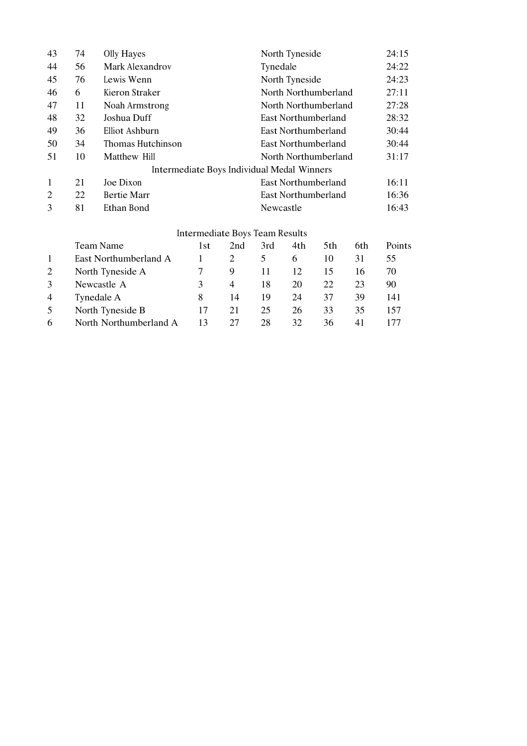| | | | | |
|---|---|---|---|---|
| 43 | 74 | Olly Hayes | North Tyneside | 24:15 |
| 44 | 56 | Mark Alexandrov | Tynedale | 24:22 |
| 45 | 76 | Lewis Wenn | North Tyneside | 24:23 |
| 46 | 6 | Kieron Straker | North Northumberland | 27:11 |
| 47 | 11 | Noah Armstrong | North Northumberland | 27:28 |
| 48 | 32 | Joshua Duff | East Northumberland | 28:32 |
| 49 | 36 | Elliot Ashburn | East Northumberland | 30:44 |
| 50 | 34 | Thomas Hutchinson | East Northumberland | 30:44 |
| 51 | 10 | Matthew Hill | North Northumberland | 31:17 |

Intermediate Boys Individual Medal Winners

| | | | | |
|---|---|---|---|---|
| 1 | 21 | Joe Dixon | East Northumberland | 16:11 |
| 2 | 22 | Bertie Marr | East Northumberland | 16:36 |
| 3 | 81 | Ethan Bond | Newcastle | 16:43 |

Intermediate Boys Team Results

| | Team Name | 1st | 2nd | 3rd | 4th | 5th | 6th | Points |
|---|---|---|---|---|---|---|---|---|
| 1 | East Northumberland A | 1 | 2 | 5 | 6 | 10 | 31 | 55 |
| 2 | North Tyneside A | 7 | 9 | 11 | 12 | 15 | 16 | 70 |
| 3 | Newcastle A | 3 | 4 | 18 | 20 | 22 | 23 | 90 |
| 4 | Tynedale A | 8 | 14 | 19 | 24 | 37 | 39 | 141 |
| 5 | North Tyneside B | 17 | 21 | 25 | 26 | 33 | 35 | 157 |
| 6 | North Northumberland A | 13 | 27 | 28 | 32 | 36 | 41 | 177 |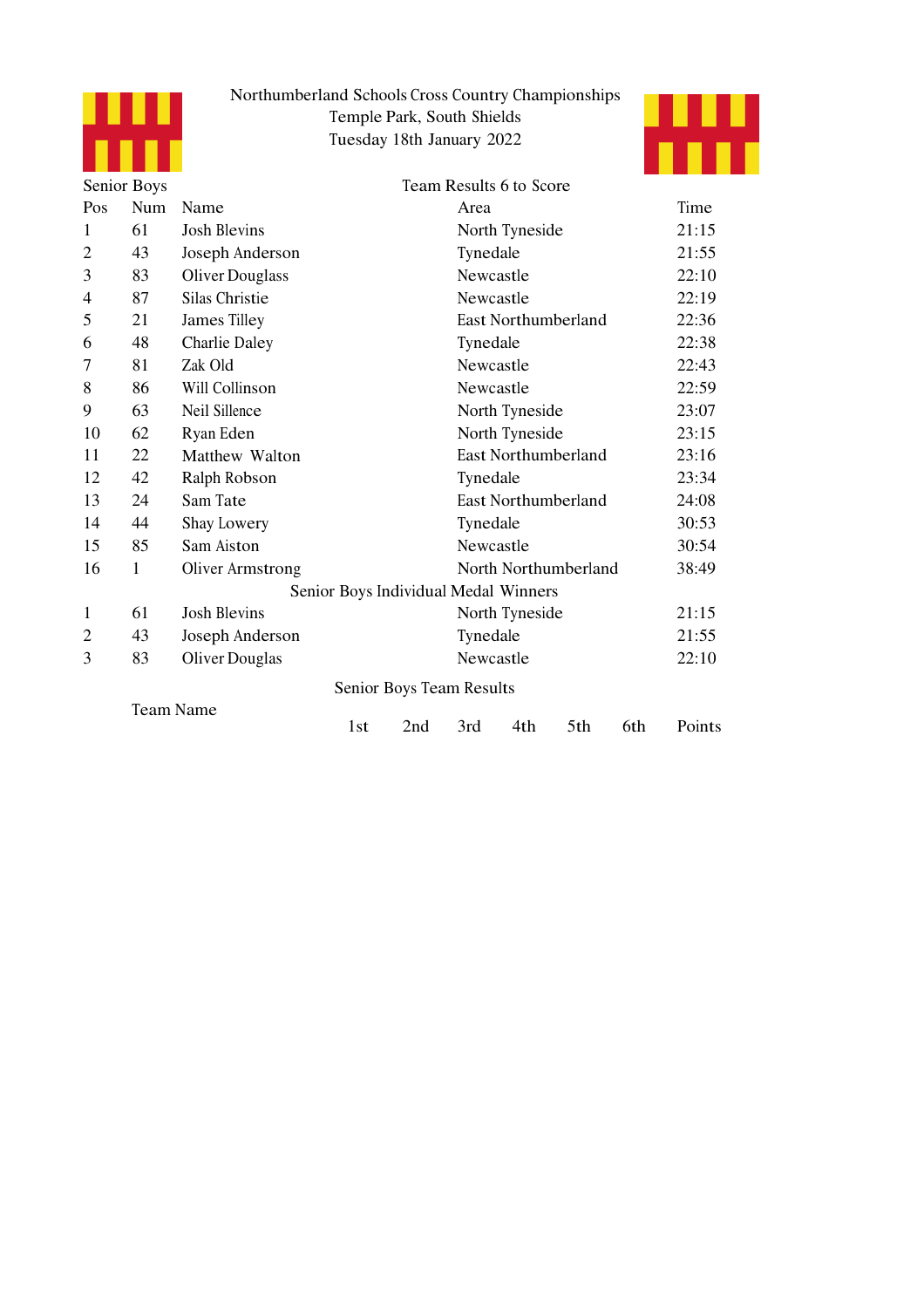Northumberland Schools Cross Country Championships
Temple Park, South Shields
Tuesday 18th January 2022

Senior Boys — Team Results 6 to Score

| Pos | Num | Name | Area | Time |
|---|---|---|---|---|
| 1 | 61 | Josh Blevins | North Tyneside | 21:15 |
| 2 | 43 | Joseph Anderson | Tynedale | 21:55 |
| 3 | 83 | Oliver Douglass | Newcastle | 22:10 |
| 4 | 87 | Silas Christie | Newcastle | 22:19 |
| 5 | 21 | James Tilley | East Northumberland | 22:36 |
| 6 | 48 | Charlie Daley | Tynedale | 22:38 |
| 7 | 81 | Zak Old | Newcastle | 22:43 |
| 8 | 86 | Will Collinson | Newcastle | 22:59 |
| 9 | 63 | Neil Sillence | North Tyneside | 23:07 |
| 10 | 62 | Ryan Eden | North Tyneside | 23:15 |
| 11 | 22 | Matthew Walton | East Northumberland | 23:16 |
| 12 | 42 | Ralph Robson | Tynedale | 23:34 |
| 13 | 24 | Sam Tate | East Northumberland | 24:08 |
| 14 | 44 | Shay Lowery | Tynedale | 30:53 |
| 15 | 85 | Sam Aiston | Newcastle | 30:54 |
| 16 | 1 | Oliver Armstrong | North Northumberland | 38:49 |

Senior Boys Individual Medal Winners

| Pos | Num | Name | Area | Time |
|---|---|---|---|---|
| 1 | 61 | Josh Blevins | North Tyneside | 21:15 |
| 2 | 43 | Joseph Anderson | Tynedale | 21:55 |
| 3 | 83 | Oliver Douglas | Newcastle | 22:10 |

Senior Boys Team Results

| Team Name | 1st | 2nd | 3rd | 4th | 5th | 6th | Points |
|---|---|---|---|---|---|---|---|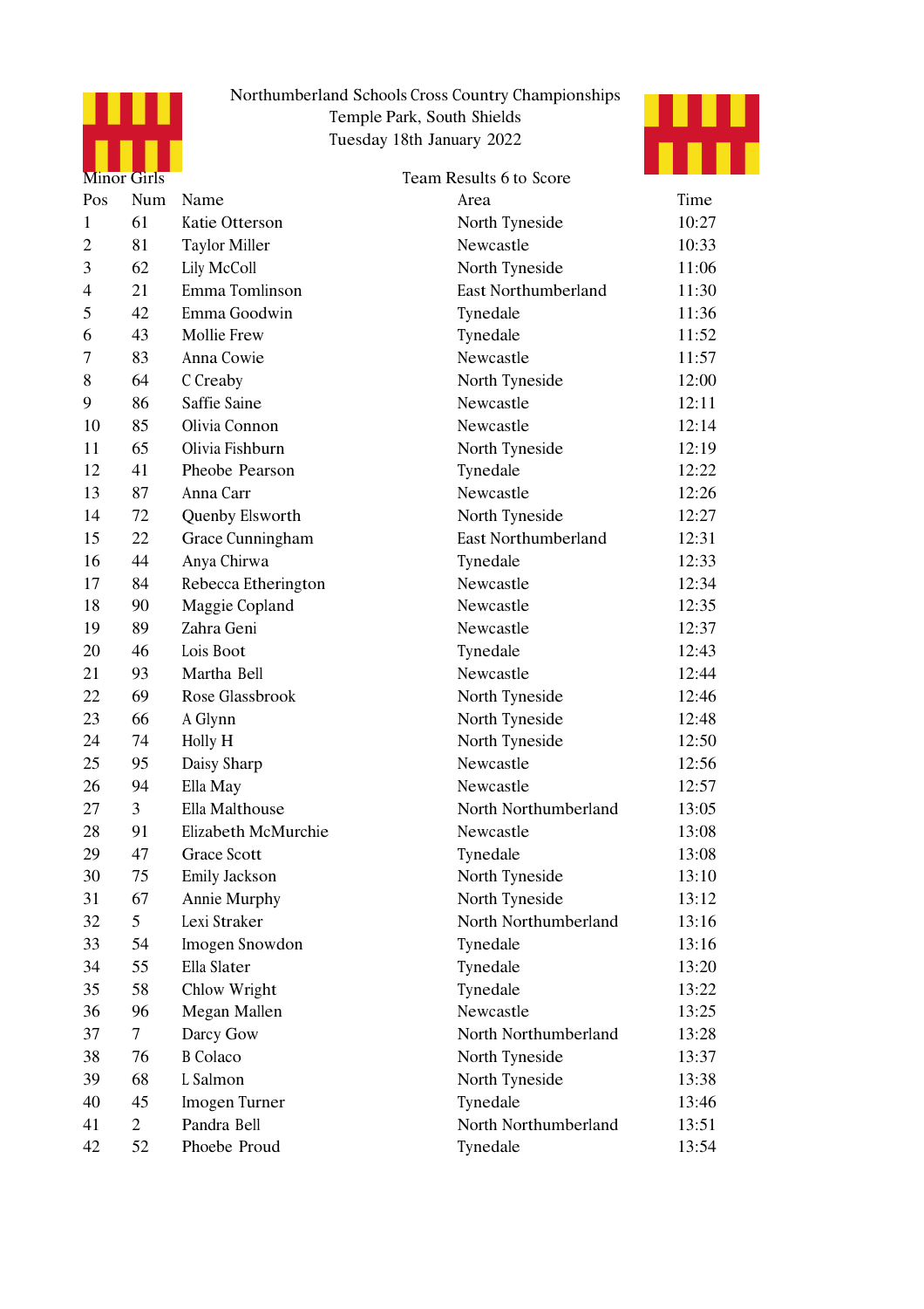Northumberland Schools Cross Country Championships
Temple Park, South Shields
Tuesday 18th January 2022

Minor Girls

Team Results 6 to Score

| Pos | Num | Name | Area | Time |
|---|---|---|---|---|
| 1 | 61 | Katie Otterson | North Tyneside | 10:27 |
| 2 | 81 | Taylor Miller | Newcastle | 10:33 |
| 3 | 62 | Lily McColl | North Tyneside | 11:06 |
| 4 | 21 | Emma Tomlinson | East Northumberland | 11:30 |
| 5 | 42 | Emma Goodwin | Tynedale | 11:36 |
| 6 | 43 | Mollie Frew | Tynedale | 11:52 |
| 7 | 83 | Anna Cowie | Newcastle | 11:57 |
| 8 | 64 | C Creaby | North Tyneside | 12:00 |
| 9 | 86 | Saffie Saine | Newcastle | 12:11 |
| 10 | 85 | Olivia Connon | Newcastle | 12:14 |
| 11 | 65 | Olivia Fishburn | North Tyneside | 12:19 |
| 12 | 41 | Pheobe Pearson | Tynedale | 12:22 |
| 13 | 87 | Anna Carr | Newcastle | 12:26 |
| 14 | 72 | Quenby Elsworth | North Tyneside | 12:27 |
| 15 | 22 | Grace Cunningham | East Northumberland | 12:31 |
| 16 | 44 | Anya Chirwa | Tynedale | 12:33 |
| 17 | 84 | Rebecca Etherington | Newcastle | 12:34 |
| 18 | 90 | Maggie Copland | Newcastle | 12:35 |
| 19 | 89 | Zahra Geni | Newcastle | 12:37 |
| 20 | 46 | Lois Boot | Tynedale | 12:43 |
| 21 | 93 | Martha Bell | Newcastle | 12:44 |
| 22 | 69 | Rose Glassbrook | North Tyneside | 12:46 |
| 23 | 66 | A Glynn | North Tyneside | 12:48 |
| 24 | 74 | Holly H | North Tyneside | 12:50 |
| 25 | 95 | Daisy Sharp | Newcastle | 12:56 |
| 26 | 94 | Ella May | Newcastle | 12:57 |
| 27 | 3 | Ella Malthouse | North Northumberland | 13:05 |
| 28 | 91 | Elizabeth McMurchie | Newcastle | 13:08 |
| 29 | 47 | Grace Scott | Tynedale | 13:08 |
| 30 | 75 | Emily Jackson | North Tyneside | 13:10 |
| 31 | 67 | Annie Murphy | North Tyneside | 13:12 |
| 32 | 5 | Lexi Straker | North Northumberland | 13:16 |
| 33 | 54 | Imogen Snowdon | Tynedale | 13:16 |
| 34 | 55 | Ella Slater | Tynedale | 13:20 |
| 35 | 58 | Chlow Wright | Tynedale | 13:22 |
| 36 | 96 | Megan Mallen | Newcastle | 13:25 |
| 37 | 7 | Darcy Gow | North Northumberland | 13:28 |
| 38 | 76 | B Colaco | North Tyneside | 13:37 |
| 39 | 68 | L Salmon | North Tyneside | 13:38 |
| 40 | 45 | Imogen Turner | Tynedale | 13:46 |
| 41 | 2 | Pandra Bell | North Northumberland | 13:51 |
| 42 | 52 | Phoebe Proud | Tynedale | 13:54 |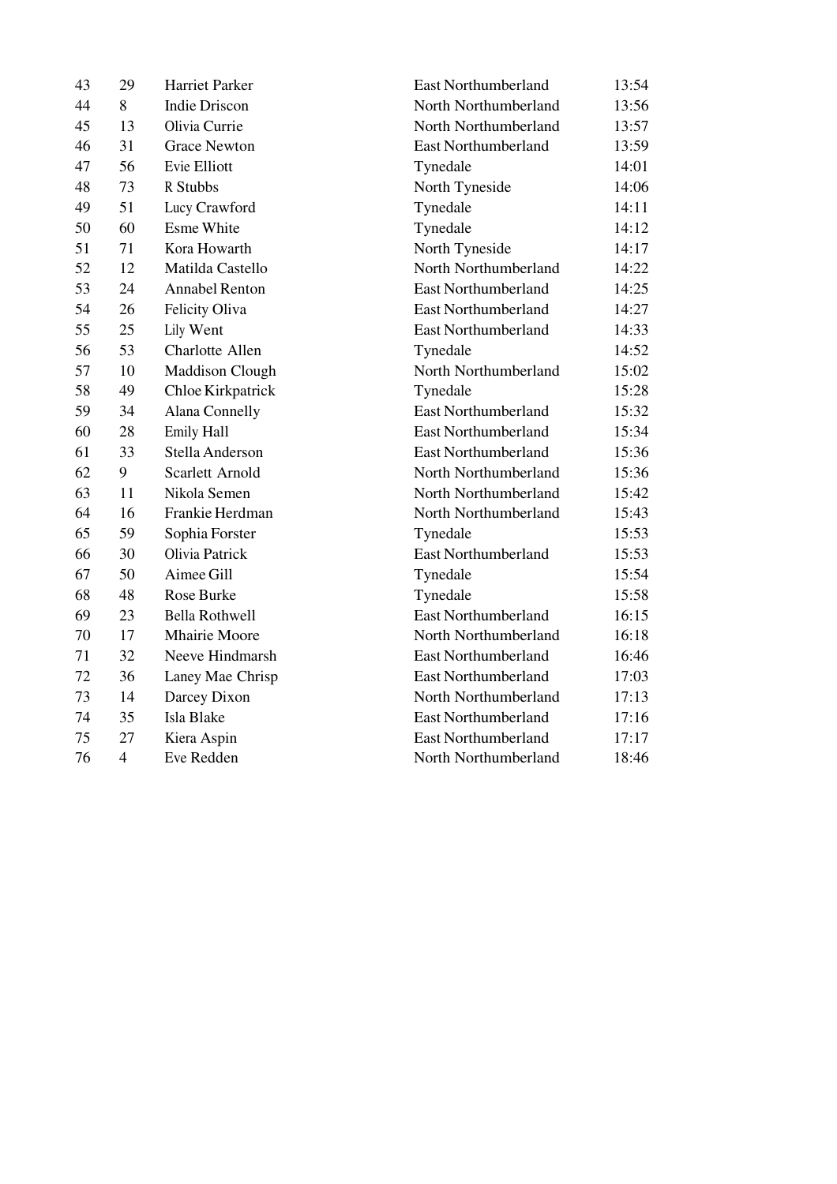| | | | | |
|---|---|---|---|---|
| 43 | 29 | Harriet Parker | East Northumberland | 13:54 |
| 44 | 8 | Indie Driscon | North Northumberland | 13:56 |
| 45 | 13 | Olivia Currie | North Northumberland | 13:57 |
| 46 | 31 | Grace Newton | East Northumberland | 13:59 |
| 47 | 56 | Evie Elliott | Tynedale | 14:01 |
| 48 | 73 | R Stubbs | North Tyneside | 14:06 |
| 49 | 51 | Lucy Crawford | Tynedale | 14:11 |
| 50 | 60 | Esme White | Tynedale | 14:12 |
| 51 | 71 | Kora Howarth | North Tyneside | 14:17 |
| 52 | 12 | Matilda Castello | North Northumberland | 14:22 |
| 53 | 24 | Annabel Renton | East Northumberland | 14:25 |
| 54 | 26 | Felicity Oliva | East Northumberland | 14:27 |
| 55 | 25 | Lily Went | East Northumberland | 14:33 |
| 56 | 53 | Charlotte Allen | Tynedale | 14:52 |
| 57 | 10 | Maddison Clough | North Northumberland | 15:02 |
| 58 | 49 | Chloe Kirkpatrick | Tynedale | 15:28 |
| 59 | 34 | Alana Connelly | East Northumberland | 15:32 |
| 60 | 28 | Emily Hall | East Northumberland | 15:34 |
| 61 | 33 | Stella Anderson | East Northumberland | 15:36 |
| 62 | 9 | Scarlett Arnold | North Northumberland | 15:36 |
| 63 | 11 | Nikola Semen | North Northumberland | 15:42 |
| 64 | 16 | Frankie Herdman | North Northumberland | 15:43 |
| 65 | 59 | Sophia Forster | Tynedale | 15:53 |
| 66 | 30 | Olivia Patrick | East Northumberland | 15:53 |
| 67 | 50 | Aimee Gill | Tynedale | 15:54 |
| 68 | 48 | Rose Burke | Tynedale | 15:58 |
| 69 | 23 | Bella Rothwell | East Northumberland | 16:15 |
| 70 | 17 | Mhairie Moore | North Northumberland | 16:18 |
| 71 | 32 | Neeve Hindmarsh | East Northumberland | 16:46 |
| 72 | 36 | Laney Mae Chrisp | East Northumberland | 17:03 |
| 73 | 14 | Darcey Dixon | North Northumberland | 17:13 |
| 74 | 35 | Isla Blake | East Northumberland | 17:16 |
| 75 | 27 | Kiera Aspin | East Northumberland | 17:17 |
| 76 | 4 | Eve Redden | North Northumberland | 18:46 |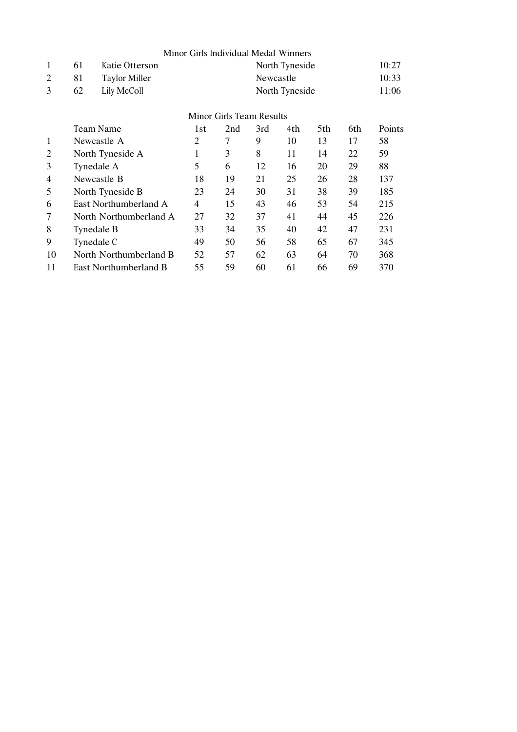## Minor Girls Individual Medal Winners

| | | | | |
|---|---|---|---|---|
| 1 | 61 | Katie Otterson | North Tyneside | 10:27 |
| 2 | 81 | Taylor Miller | Newcastle | 10:33 |
| 3 | 62 | Lily McColl | North Tyneside | 11:06 |

## Minor Girls Team Results

| | Team Name | 1st | 2nd | 3rd | 4th | 5th | 6th | Points |
|---|---|---|---|---|---|---|---|---|
| 1 | Newcastle A | 2 | 7 | 9 | 10 | 13 | 17 | 58 |
| 2 | North Tyneside A | 1 | 3 | 8 | 11 | 14 | 22 | 59 |
| 3 | Tynedale A | 5 | 6 | 12 | 16 | 20 | 29 | 88 |
| 4 | Newcastle B | 18 | 19 | 21 | 25 | 26 | 28 | 137 |
| 5 | North Tyneside B | 23 | 24 | 30 | 31 | 38 | 39 | 185 |
| 6 | East Northumberland A | 4 | 15 | 43 | 46 | 53 | 54 | 215 |
| 7 | North Northumberland A | 27 | 32 | 37 | 41 | 44 | 45 | 226 |
| 8 | Tynedale B | 33 | 34 | 35 | 40 | 42 | 47 | 231 |
| 9 | Tynedale C | 49 | 50 | 56 | 58 | 65 | 67 | 345 |
| 10 | North Northumberland B | 52 | 57 | 62 | 63 | 64 | 70 | 368 |
| 11 | East Northumberland B | 55 | 59 | 60 | 61 | 66 | 69 | 370 |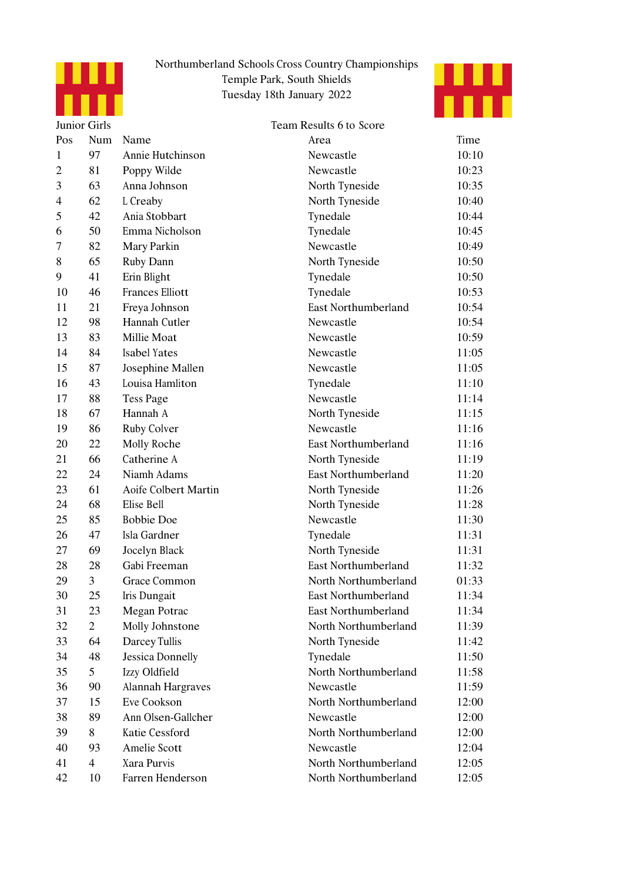Northumberland Schools Cross Country Championships
Temple Park, South Shields
Tuesday 18th January 2022

Junior Girls

Team Results 6 to Score

| Pos | Num | Name | Area | Time |
|---|---|---|---|---|
| 1 | 97 | Annie Hutchinson | Newcastle | 10:10 |
| 2 | 81 | Poppy Wilde | Newcastle | 10:23 |
| 3 | 63 | Anna Johnson | North Tyneside | 10:35 |
| 4 | 62 | L Creaby | North Tyneside | 10:40 |
| 5 | 42 | Ania Stobbart | Tynedale | 10:44 |
| 6 | 50 | Emma Nicholson | Tynedale | 10:45 |
| 7 | 82 | Mary Parkin | Newcastle | 10:49 |
| 8 | 65 | Ruby Dann | North Tyneside | 10:50 |
| 9 | 41 | Erin Blight | Tynedale | 10:50 |
| 10 | 46 | Frances Elliott | Tynedale | 10:53 |
| 11 | 21 | Freya Johnson | East Northumberland | 10:54 |
| 12 | 98 | Hannah Cutler | Newcastle | 10:54 |
| 13 | 83 | Millie Moat | Newcastle | 10:59 |
| 14 | 84 | Isabel Yates | Newcastle | 11:05 |
| 15 | 87 | Josephine Mallen | Newcastle | 11:05 |
| 16 | 43 | Louisa Hamliton | Tynedale | 11:10 |
| 17 | 88 | Tess Page | Newcastle | 11:14 |
| 18 | 67 | Hannah A | North Tyneside | 11:15 |
| 19 | 86 | Ruby Colver | Newcastle | 11:16 |
| 20 | 22 | Molly Roche | East Northumberland | 11:16 |
| 21 | 66 | Catherine A | North Tyneside | 11:19 |
| 22 | 24 | Niamh Adams | East Northumberland | 11:20 |
| 23 | 61 | Aoife Colbert Martin | North Tyneside | 11:26 |
| 24 | 68 | Elise Bell | North Tyneside | 11:28 |
| 25 | 85 | Bobbie Doe | Newcastle | 11:30 |
| 26 | 47 | Isla Gardner | Tynedale | 11:31 |
| 27 | 69 | Jocelyn Black | North Tyneside | 11:31 |
| 28 | 28 | Gabi Freeman | East Northumberland | 11:32 |
| 29 | 3 | Grace Common | North Northumberland | 01:33 |
| 30 | 25 | Iris Dungait | East Northumberland | 11:34 |
| 31 | 23 | Megan Potrac | East Northumberland | 11:34 |
| 32 | 2 | Molly Johnstone | North Northumberland | 11:39 |
| 33 | 64 | Darcey Tullis | North Tyneside | 11:42 |
| 34 | 48 | Jessica Donnelly | Tynedale | 11:50 |
| 35 | 5 | Izzy Oldfield | North Northumberland | 11:58 |
| 36 | 90 | Alannah Hargraves | Newcastle | 11:59 |
| 37 | 15 | Eve Cookson | North Northumberland | 12:00 |
| 38 | 89 | Ann Olsen-Gallcher | Newcastle | 12:00 |
| 39 | 8 | Katie Cessford | North Northumberland | 12:00 |
| 40 | 93 | Amelie Scott | Newcastle | 12:04 |
| 41 | 4 | Xara Purvis | North Northumberland | 12:05 |
| 42 | 10 | Farren Henderson | North Northumberland | 12:05 |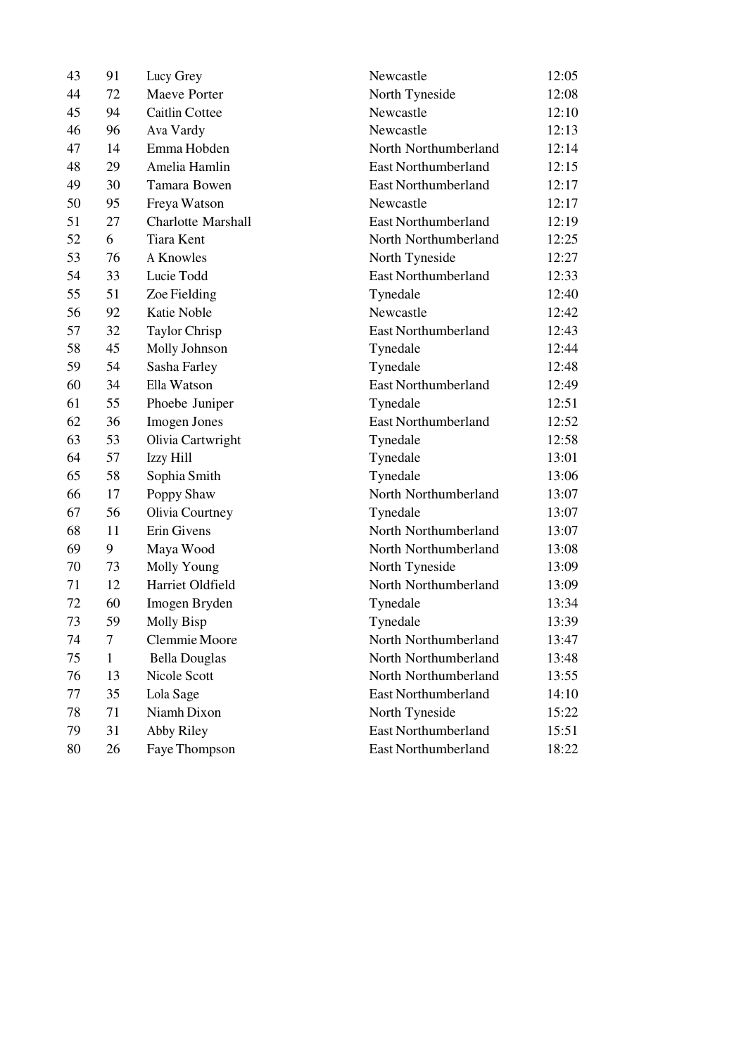| | | | | |
|---|---|---|---|---|
| 43 | 91 | Lucy Grey | Newcastle | 12:05 |
| 44 | 72 | Maeve Porter | North Tyneside | 12:08 |
| 45 | 94 | Caitlin Cottee | Newcastle | 12:10 |
| 46 | 96 | Ava Vardy | Newcastle | 12:13 |
| 47 | 14 | Emma Hobden | North Northumberland | 12:14 |
| 48 | 29 | Amelia Hamlin | East Northumberland | 12:15 |
| 49 | 30 | Tamara Bowen | East Northumberland | 12:17 |
| 50 | 95 | Freya Watson | Newcastle | 12:17 |
| 51 | 27 | Charlotte Marshall | East Northumberland | 12:19 |
| 52 | 6 | Tiara Kent | North Northumberland | 12:25 |
| 53 | 76 | A Knowles | North Tyneside | 12:27 |
| 54 | 33 | Lucie Todd | East Northumberland | 12:33 |
| 55 | 51 | Zoe Fielding | Tynedale | 12:40 |
| 56 | 92 | Katie Noble | Newcastle | 12:42 |
| 57 | 32 | Taylor Chrisp | East Northumberland | 12:43 |
| 58 | 45 | Molly Johnson | Tynedale | 12:44 |
| 59 | 54 | Sasha Farley | Tynedale | 12:48 |
| 60 | 34 | Ella Watson | East Northumberland | 12:49 |
| 61 | 55 | Phoebe Juniper | Tynedale | 12:51 |
| 62 | 36 | Imogen Jones | East Northumberland | 12:52 |
| 63 | 53 | Olivia Cartwright | Tynedale | 12:58 |
| 64 | 57 | Izzy Hill | Tynedale | 13:01 |
| 65 | 58 | Sophia Smith | Tynedale | 13:06 |
| 66 | 17 | Poppy Shaw | North Northumberland | 13:07 |
| 67 | 56 | Olivia Courtney | Tynedale | 13:07 |
| 68 | 11 | Erin Givens | North Northumberland | 13:07 |
| 69 | 9 | Maya Wood | North Northumberland | 13:08 |
| 70 | 73 | Molly Young | North Tyneside | 13:09 |
| 71 | 12 | Harriet Oldfield | North Northumberland | 13:09 |
| 72 | 60 | Imogen Bryden | Tynedale | 13:34 |
| 73 | 59 | Molly Bisp | Tynedale | 13:39 |
| 74 | 7 | Clemmie Moore | North Northumberland | 13:47 |
| 75 | 1 | Bella Douglas | North Northumberland | 13:48 |
| 76 | 13 | Nicole Scott | North Northumberland | 13:55 |
| 77 | 35 | Lola Sage | East Northumberland | 14:10 |
| 78 | 71 | Niamh Dixon | North Tyneside | 15:22 |
| 79 | 31 | Abby Riley | East Northumberland | 15:51 |
| 80 | 26 | Faye Thompson | East Northumberland | 18:22 |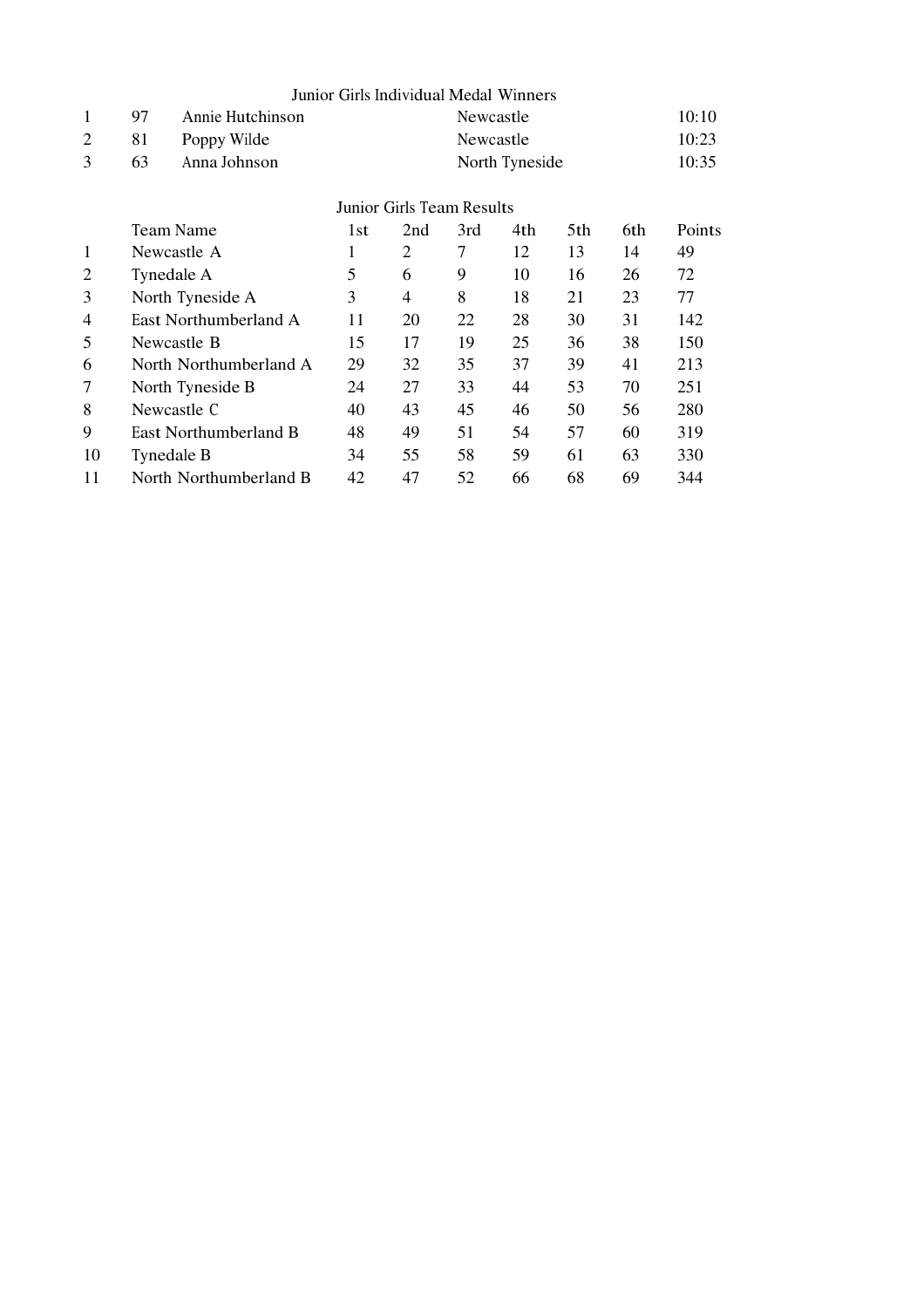## Junior Girls Individual Medal Winners

| | | | | |
|---|---|---|---|---|
| 1 | 97 | Annie Hutchinson | Newcastle | 10:10 |
| 2 | 81 | Poppy Wilde | Newcastle | 10:23 |
| 3 | 63 | Anna Johnson | North Tyneside | 10:35 |

## Junior Girls Team Results

| | Team Name | 1st | 2nd | 3rd | 4th | 5th | 6th | Points |
|---|---|---|---|---|---|---|---|---|
| 1 | Newcastle A | 1 | 2 | 7 | 12 | 13 | 14 | 49 |
| 2 | Tynedale A | 5 | 6 | 9 | 10 | 16 | 26 | 72 |
| 3 | North Tyneside A | 3 | 4 | 8 | 18 | 21 | 23 | 77 |
| 4 | East Northumberland A | 11 | 20 | 22 | 28 | 30 | 31 | 142 |
| 5 | Newcastle B | 15 | 17 | 19 | 25 | 36 | 38 | 150 |
| 6 | North Northumberland A | 29 | 32 | 35 | 37 | 39 | 41 | 213 |
| 7 | North Tyneside B | 24 | 27 | 33 | 44 | 53 | 70 | 251 |
| 8 | Newcastle C | 40 | 43 | 45 | 46 | 50 | 56 | 280 |
| 9 | East Northumberland B | 48 | 49 | 51 | 54 | 57 | 60 | 319 |
| 10 | Tynedale B | 34 | 55 | 58 | 59 | 61 | 63 | 330 |
| 11 | North Northumberland B | 42 | 47 | 52 | 66 | 68 | 69 | 344 |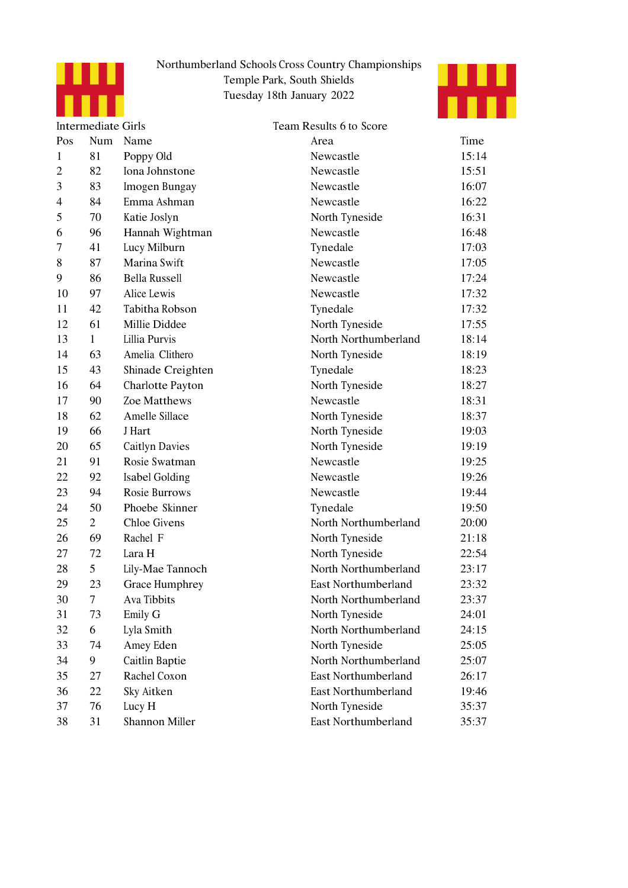Northumberland Schools Cross Country Championships
Temple Park, South Shields
Tuesday 18th January 2022

Intermediate Girls

Team Results 6 to Score

| Pos | Num | Name | Area | Time |
|---|---|---|---|---|
| 1 | 81 | Poppy Old | Newcastle | 15:14 |
| 2 | 82 | Iona Johnstone | Newcastle | 15:51 |
| 3 | 83 | Imogen Bungay | Newcastle | 16:07 |
| 4 | 84 | Emma Ashman | Newcastle | 16:22 |
| 5 | 70 | Katie Joslyn | North Tyneside | 16:31 |
| 6 | 96 | Hannah Wightman | Newcastle | 16:48 |
| 7 | 41 | Lucy Milburn | Tynedale | 17:03 |
| 8 | 87 | Marina Swift | Newcastle | 17:05 |
| 9 | 86 | Bella Russell | Newcastle | 17:24 |
| 10 | 97 | Alice Lewis | Newcastle | 17:32 |
| 11 | 42 | Tabitha Robson | Tynedale | 17:32 |
| 12 | 61 | Millie Diddee | North Tyneside | 17:55 |
| 13 | 1 | Lillia Purvis | North Northumberland | 18:14 |
| 14 | 63 | Amelia Clithero | North Tyneside | 18:19 |
| 15 | 43 | Shinade Creighten | Tynedale | 18:23 |
| 16 | 64 | Charlotte Payton | North Tyneside | 18:27 |
| 17 | 90 | Zoe Matthews | Newcastle | 18:31 |
| 18 | 62 | Amelle Sillace | North Tyneside | 18:37 |
| 19 | 66 | J Hart | North Tyneside | 19:03 |
| 20 | 65 | Caitlyn Davies | North Tyneside | 19:19 |
| 21 | 91 | Rosie Swatman | Newcastle | 19:25 |
| 22 | 92 | Isabel Golding | Newcastle | 19:26 |
| 23 | 94 | Rosie Burrows | Newcastle | 19:44 |
| 24 | 50 | Phoebe Skinner | Tynedale | 19:50 |
| 25 | 2 | Chloe Givens | North Northumberland | 20:00 |
| 26 | 69 | Rachel F | North Tyneside | 21:18 |
| 27 | 72 | Lara H | North Tyneside | 22:54 |
| 28 | 5 | Lily-Mae Tannoch | North Northumberland | 23:17 |
| 29 | 23 | Grace Humphrey | East Northumberland | 23:32 |
| 30 | 7 | Ava Tibbits | North Northumberland | 23:37 |
| 31 | 73 | Emily G | North Tyneside | 24:01 |
| 32 | 6 | Lyla Smith | North Northumberland | 24:15 |
| 33 | 74 | Amey Eden | North Tyneside | 25:05 |
| 34 | 9 | Caitlin Baptie | North Northumberland | 25:07 |
| 35 | 27 | Rachel Coxon | East Northumberland | 26:17 |
| 36 | 22 | Sky Aitken | East Northumberland | 19:46 |
| 37 | 76 | Lucy H | North Tyneside | 35:37 |
| 38 | 31 | Shannon Miller | East Northumberland | 35:37 |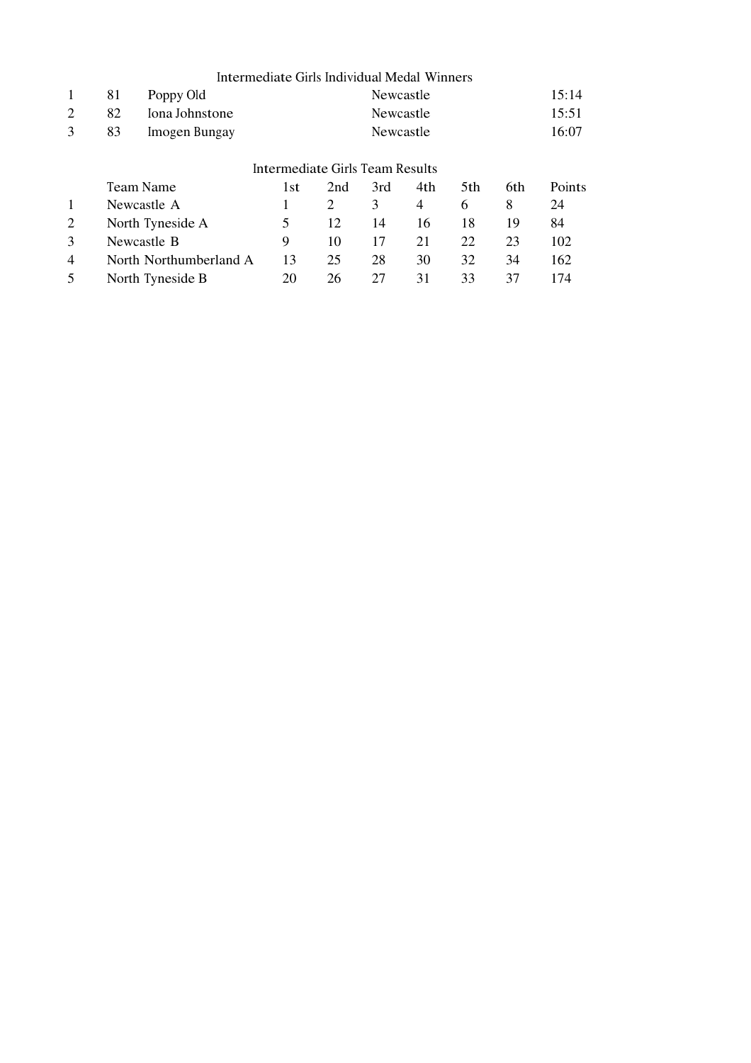## Intermediate Girls Individual Medal Winners

| | | | | |
|---|---|---|---|---|
| 1 | 81 | Poppy Old | Newcastle | 15:14 |
| 2 | 82 | Iona Johnstone | Newcastle | 15:51 |
| 3 | 83 | Imogen Bungay | Newcastle | 16:07 |

## Intermediate Girls Team Results

| | Team Name | 1st | 2nd | 3rd | 4th | 5th | 6th | Points |
|---|---|---|---|---|---|---|---|---|
| 1 | Newcastle A | 1 | 2 | 3 | 4 | 6 | 8 | 24 |
| 2 | North Tyneside A | 5 | 12 | 14 | 16 | 18 | 19 | 84 |
| 3 | Newcastle B | 9 | 10 | 17 | 21 | 22 | 23 | 102 |
| 4 | North Northumberland A | 13 | 25 | 28 | 30 | 32 | 34 | 162 |
| 5 | North Tyneside B | 20 | 26 | 27 | 31 | 33 | 37 | 174 |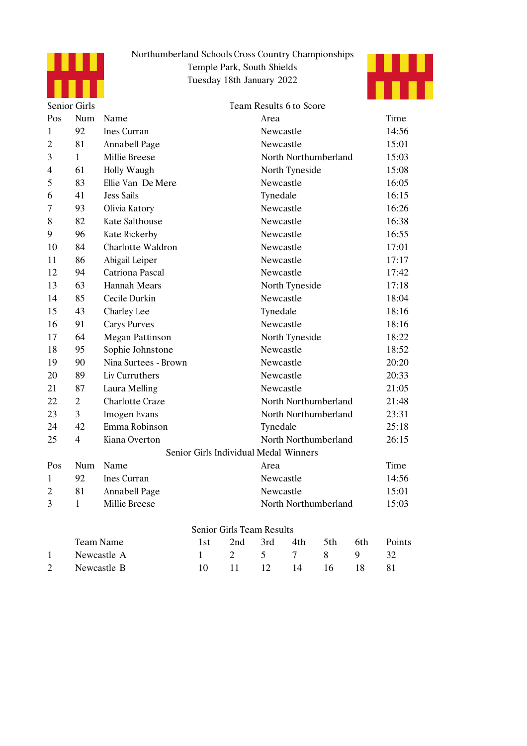Northumberland Schools Cross Country Championships
Temple Park, South Shields
Tuesday 18th January 2022

Senior Girls — Team Results 6 to Score

| Pos | Num | Name | Area | Time |
|---|---|---|---|---|
| 1 | 92 | Ines Curran | Newcastle | 14:56 |
| 2 | 81 | Annabell Page | Newcastle | 15:01 |
| 3 | 1 | Millie Breese | North Northumberland | 15:03 |
| 4 | 61 | Holly Waugh | North Tyneside | 15:08 |
| 5 | 83 | Ellie Van De Mere | Newcastle | 16:05 |
| 6 | 41 | Jess Sails | Tynedale | 16:15 |
| 7 | 93 | Olivia Katory | Newcastle | 16:26 |
| 8 | 82 | Kate Salthouse | Newcastle | 16:38 |
| 9 | 96 | Kate Rickerby | Newcastle | 16:55 |
| 10 | 84 | Charlotte Waldron | Newcastle | 17:01 |
| 11 | 86 | Abigail Leiper | Newcastle | 17:17 |
| 12 | 94 | Catriona Pascal | Newcastle | 17:42 |
| 13 | 63 | Hannah Mears | North Tyneside | 17:18 |
| 14 | 85 | Cecile Durkin | Newcastle | 18:04 |
| 15 | 43 | Charley Lee | Tynedale | 18:16 |
| 16 | 91 | Carys Purves | Newcastle | 18:16 |
| 17 | 64 | Megan Pattinson | North Tyneside | 18:22 |
| 18 | 95 | Sophie Johnstone | Newcastle | 18:52 |
| 19 | 90 | Nina Surtees - Brown | Newcastle | 20:20 |
| 20 | 89 | Liv Curruthers | Newcastle | 20:33 |
| 21 | 87 | Laura Melling | Newcastle | 21:05 |
| 22 | 2 | Charlotte Craze | North Northumberland | 21:48 |
| 23 | 3 | Imogen Evans | North Northumberland | 23:31 |
| 24 | 42 | Emma Robinson | Tynedale | 25:18 |
| 25 | 4 | Kiana Overton | North Northumberland | 26:15 |

Senior Girls Individual Medal Winners

| Pos | Num | Name | Area | Time |
|---|---|---|---|---|
| 1 | 92 | Ines Curran | Newcastle | 14:56 |
| 2 | 81 | Annabell Page | Newcastle | 15:01 |
| 3 | 1 | Millie Breese | North Northumberland | 15:03 |

Senior Girls Team Results

| | Team Name | 1st | 2nd | 3rd | 4th | 5th | 6th | Points |
|---|---|---|---|---|---|---|---|---|
| 1 | Newcastle A | 1 | 2 | 5 | 7 | 8 | 9 | 32 |
| 2 | Newcastle B | 10 | 11 | 12 | 14 | 16 | 18 | 81 |